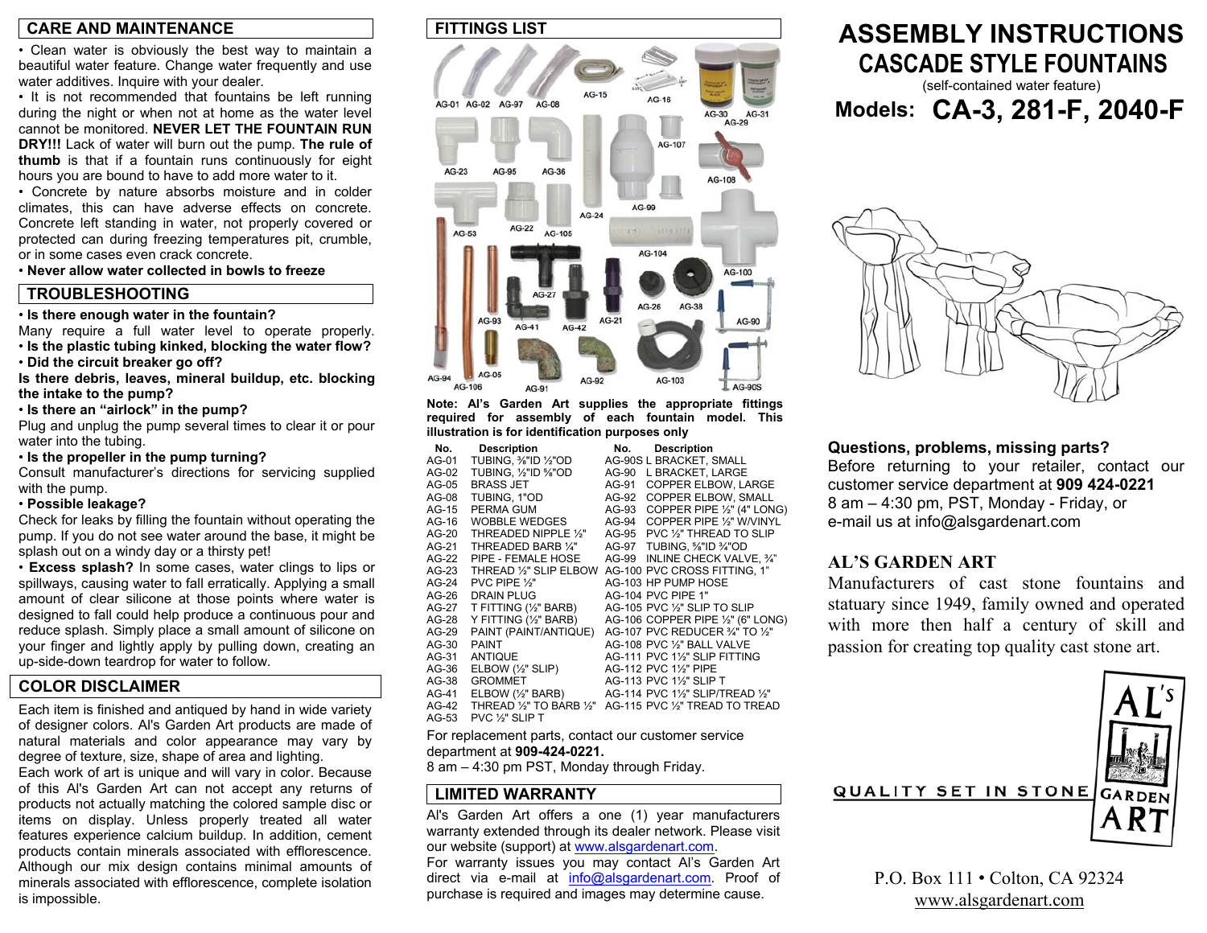## CARE AND MAINTENANCE

• Clean water is obviously the best way to maintain a beautiful water feature. Change water frequently and use water additives. Inquire with your dealer.

• It is not recommended that fountains be left running during the night or when not at home as the water level cannot be monitored. **NEVER LET THE FOUNTAIN RUN DRY!!!** Lack of water will burn out the pump. **The rule of thumb** is that if a fountain runs continuously for eight hours you are bound to have to add more water to it.

• Concrete by nature absorbs moisture and in colder climates, this can have adverse effects on concrete. Concrete left standing in water, not properly covered or protected can during freezing temperatures pit, crumble, or in some cases even crack concrete.

• **Never allow water collected in bowls to freeze**

## TROUBLESHOOTING

• **Is there enough water in the fountain?**
Many require a full water level to operate properly.

• **Is the plastic tubing kinked, blocking the water flow?**

• **Did the circuit breaker go off?**

**Is there debris, leaves, mineral buildup, etc. blocking the intake to the pump?**

• **Is there an "airlock" in the pump?**
Plug and unplug the pump several times to clear it or pour water into the tubing.

• **Is the propeller in the pump turning?**
Consult manufacturer's directions for servicing supplied with the pump.

• **Possible leakage?**
Check for leaks by filling the fountain without operating the pump. If you do not see water around the base, it might be splash out on a windy day or a thirsty pet!

• **Excess splash?** In some cases, water clings to lips or spillways, causing water to fall erratically. Applying a small amount of clear silicone at those points where water is designed to fall could help produce a continuous pour and reduce splash. Simply place a small amount of silicone on your finger and lightly apply by pulling down, creating an up-side-down teardrop for water to follow.

## COLOR DISCLAIMER

Each item is finished and antiqued by hand in wide variety of designer colors. Al's Garden Art products are made of natural materials and color appearance may vary by degree of texture, size, shape of area and lighting.

Each work of art is unique and will vary in color. Because of this Al's Garden Art can not accept any returns of products not actually matching the colored sample disc or items on display. Unless properly treated all water features experience calcium buildup. In addition, cement products contain minerals associated with efflorescence. Although our mix design contains minimal amounts of minerals associated with efflorescence, complete isolation is impossible.

## FITTINGS LIST

**Note: Al's Garden Art supplies the appropriate fittings required for assembly of each fountain model. This illustration is for identification purposes only**

| No. | Description | No. | Description |
|---|---|---|---|
| AG-01 | TUBING, ⅜"ID ½"OD | AG-90S | L BRACKET, SMALL |
| AG-02 | TUBING, ½"ID ⅝"OD | AG-90 | L BRACKET, LARGE |
| AG-05 | BRASS JET | AG-91 | COPPER ELBOW, LARGE |
| AG-08 | TUBING, 1"OD | AG-92 | COPPER ELBOW, SMALL |
| AG-15 | PERMA GUM | AG-93 | COPPER PIPE ½" (4" LONG) |
| AG-16 | WOBBLE WEDGES | AG-94 | COPPER PIPE ½" W/VINYL |
| AG-20 | THREADED NIPPLE ½" | AG-95 | PVC ½" THREAD TO SLIP |
| AG-21 | THREADED BARB ¼" | AG-97 | TUBING, ⅝"ID ¾"OD |
| AG-22 | PIPE - FEMALE HOSE | AG-99 | INLINE CHECK VALVE, ¾" |
| AG-23 | THREAD ½" SLIP ELBOW | AG-100 | PVC CROSS FITTING, 1" |
| AG-24 | PVC PIPE ½" | AG-103 | HP PUMP HOSE |
| AG-26 | DRAIN PLUG | AG-104 | PVC PIPE 1" |
| AG-27 | T FITTING (½" BARB) | AG-105 | PVC ½" SLIP TO SLIP |
| AG-28 | Y FITTING (½" BARB) | AG-106 | COPPER PIPE ½" (6" LONG) |
| AG-29 | PAINT (PAINT/ANTIQUE) | AG-107 | PVC REDUCER ¾" TO ½" |
| AG-30 | PAINT | AG-108 | PVC ½" BALL VALVE |
| AG-31 | ANTIQUE | AG-111 | PVC 1½" SLIP FITTING |
| AG-36 | ELBOW (½" SLIP) | AG-112 | PVC 1½" PIPE |
| AG-38 | GROMMET | AG-113 | PVC 1½" SLIP T |
| AG-41 | ELBOW (½" BARB) | AG-114 | PVC 1½" SLIP/TREAD ½" |
| AG-42 | THREAD ½" TO BARB ½" | AG-115 | PVC ½" TREAD TO TREAD |
| AG-53 | PVC ½" SLIP T | | |

For replacement parts, contact our customer service department at **909-424-0221.**
8 am – 4:30 pm PST, Monday through Friday.

## LIMITED WARRANTY

Al's Garden Art offers a one (1) year manufacturers warranty extended through its dealer network. Please visit our website (support) at www.alsgardenart.com.
For warranty issues you may contact Al's Garden Art direct via e-mail at info@alsgardenart.com. Proof of purchase is required and images may determine cause.

# ASSEMBLY INSTRUCTIONS
## CASCADE STYLE FOUNTAINS

(self-contained water feature)

## Models: CA-3, 281-F, 2040-F

**Questions, problems, missing parts?**
Before returning to your retailer, contact our customer service department at **909 424-0221**
8 am – 4:30 pm, PST, Monday - Friday, or
e-mail us at info@alsgardenart.com

### AL'S GARDEN ART

Manufacturers of cast stone fountains and statuary since 1949, family owned and operated with more then half a century of skill and passion for creating top quality cast stone art.

QUALITY SET IN STONE — AL'S GARDEN ART

P.O. Box 111 • Colton, CA 92324
www.alsgardenart.com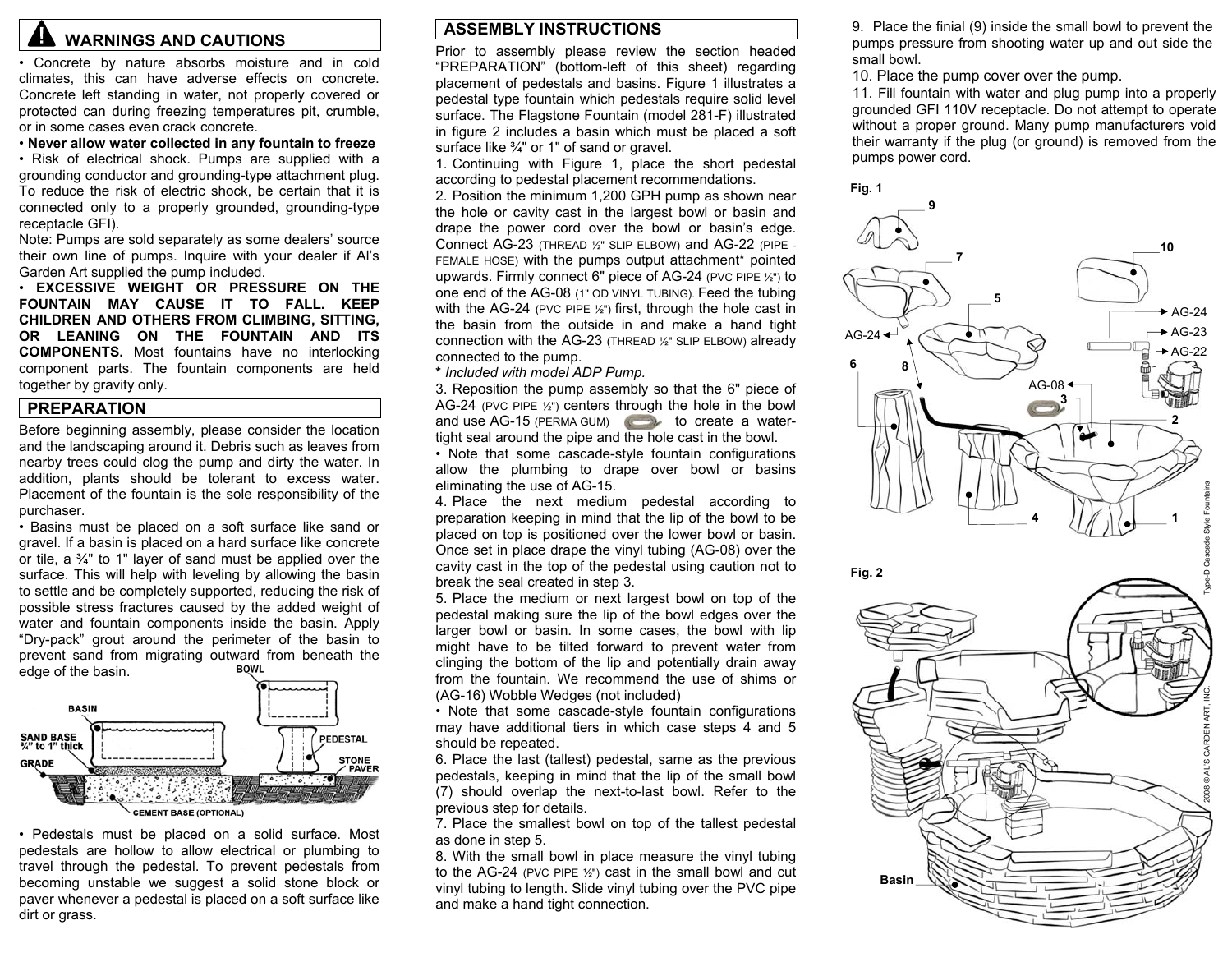## ⚠ WARNINGS AND CAUTIONS

• Concrete by nature absorbs moisture and in cold climates, this can have adverse effects on concrete. Concrete left standing in water, not properly covered or protected can during freezing temperatures pit, crumble, or in some cases even crack concrete.

• **Never allow water collected in any fountain to freeze**

• Risk of electrical shock. Pumps are supplied with a grounding conductor and grounding-type attachment plug. To reduce the risk of electric shock, be certain that it is connected only to a properly grounded, grounding-type receptacle GFI).

Note: Pumps are sold separately as some dealers' source their own line of pumps. Inquire with your dealer if Al's Garden Art supplied the pump included.

• **EXCESSIVE WEIGHT OR PRESSURE ON THE FOUNTAIN MAY CAUSE IT TO FALL. KEEP CHILDREN AND OTHERS FROM CLIMBING, SITTING, OR LEANING ON THE FOUNTAIN AND ITS COMPONENTS.** Most fountains have no interlocking component parts. The fountain components are held together by gravity only.

## PREPARATION

Before beginning assembly, please consider the location and the landscaping around it. Debris such as leaves from nearby trees could clog the pump and dirty the water. In addition, plants should be tolerant to excess water. Placement of the fountain is the sole responsibility of the purchaser.

• Basins must be placed on a soft surface like sand or gravel. If a basin is placed on a hard surface like concrete or tile, a ¾" to 1" layer of sand must be applied over the surface. This will help with leveling by allowing the basin to settle and be completely supported, reducing the risk of possible stress fractures caused by the added weight of water and fountain components inside the basin. Apply "Dry-pack" grout around the perimeter of the basin to prevent sand from migrating outward from beneath the edge of the basin.

BOWL

BASIN

SAND BASE ¾" to 1" thick

GRADE

PEDESTAL

STONE PAVER

CEMENT BASE (OPTIONAL)

• Pedestals must be placed on a solid surface. Most pedestals are hollow to allow electrical or plumbing to travel through the pedestal. To prevent pedestals from becoming unstable we suggest a solid stone block or paver whenever a pedestal is placed on a soft surface like dirt or grass.

## ASSEMBLY INSTRUCTIONS

Prior to assembly please review the section headed "PREPARATION" (bottom-left of this sheet) regarding placement of pedestals and basins. Figure 1 illustrates a pedestal type fountain which pedestals require solid level surface. The Flagstone Fountain (model 281-F) illustrated in figure 2 includes a basin which must be placed a soft surface like ¾" or 1" of sand or gravel.

1. Continuing with Figure 1, place the short pedestal according to pedestal placement recommendations.

2. Position the minimum 1,200 GPH pump as shown near the hole or cavity cast in the largest bowl or basin and drape the power cord over the bowl or basin's edge. Connect AG-23 (THREAD ½" SLIP ELBOW) and AG-22 (PIPE - FEMALE HOSE) with the pumps output attachment* pointed upwards. Firmly connect 6" piece of AG-24 (PVC PIPE ½") to one end of the AG-08 (1" OD VINYL TUBING). Feed the tubing with the AG-24 (PVC PIPE ½") first, through the hole cast in the basin from the outside in and make a hand tight connection with the AG-23 (THREAD ½" SLIP ELBOW) already connected to the pump.

*\* Included with model ADP Pump.*

3. Reposition the pump assembly so that the 6" piece of AG-24 (PVC PIPE ½") centers through the hole in the bowl and use AG-15 (PERMA GUM) to create a water-tight seal around the pipe and the hole cast in the bowl.

• Note that some cascade-style fountain configurations allow the plumbing to drape over bowl or basins eliminating the use of AG-15.

4. Place the next medium pedestal according to preparation keeping in mind that the lip of the bowl to be placed on top is positioned over the lower bowl or basin. Once set in place drape the vinyl tubing (AG-08) over the cavity cast in the top of the pedestal using caution not to break the seal created in step 3.

5. Place the medium or next largest bowl on top of the pedestal making sure the lip of the bowl edges over the larger bowl or basin. In some cases, the bowl with lip might have to be tilted forward to prevent water from clinging the bottom of the lip and potentially drain away from the fountain. We recommend the use of shims or (AG-16) Wobble Wedges (not included)

• Note that some cascade-style fountain configurations may have additional tiers in which case steps 4 and 5 should be repeated.

6. Place the last (tallest) pedestal, same as the previous pedestals, keeping in mind that the lip of the small bowl (7) should overlap the next-to-last bowl. Refer to the previous step for details.

7. Place the smallest bowl on top of the tallest pedestal as done in step 5.

8. With the small bowl in place measure the vinyl tubing to the AG-24 (PVC PIPE ½") cast in the small bowl and cut vinyl tubing to length. Slide vinyl tubing over the PVC pipe and make a hand tight connection.

9. Place the finial (9) inside the small bowl to prevent the pumps pressure from shooting water up and out side the small bowl.

10. Place the pump cover over the pump.

11. Fill fountain with water and plug pump into a properly grounded GFI 110V receptacle. Do not attempt to operate without a proper ground. Many pump manufacturers void their warranty if the plug (or ground) is removed from the pumps power cord.

Fig. 1

9

10

7

5

AG-24

AG-24

AG-23

AG-22

6

8

AG-08

3

2

4

1

Type-D Cascade Style Fountains

Fig. 2

Basin

2008 © AL'S GARDEN ART, INC.